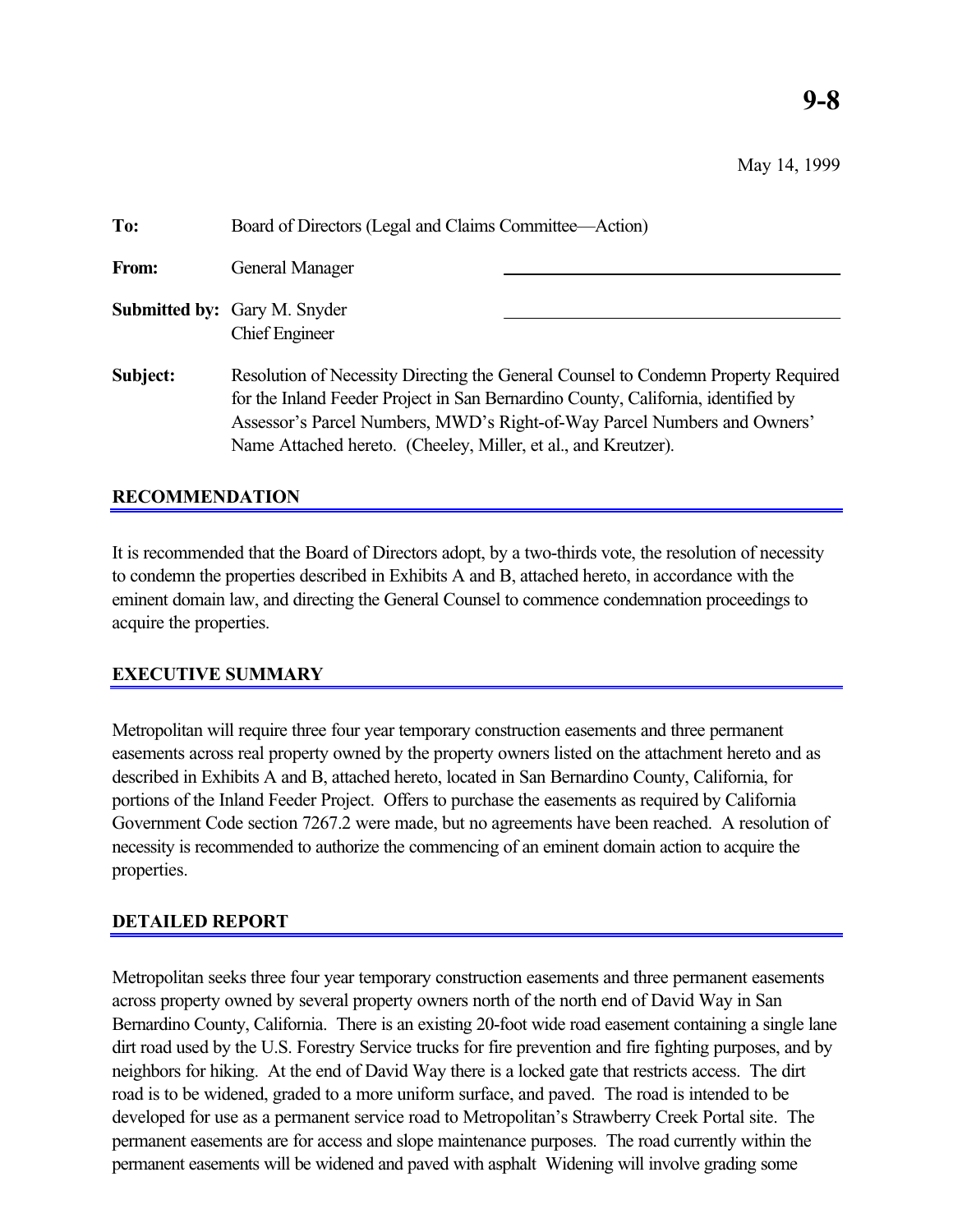**9-8**

May 14, 1999

| | |
|---|---|
| **To:** | Board of Directors (Legal and Claims Committee—Action) |
| **From:** | General Manager |
| **Submitted by:** | Gary M. Snyder<br>Chief Engineer |
| **Subject:** | Resolution of Necessity Directing the General Counsel to Condemn Property Required for the Inland Feeder Project in San Bernardino County, California, identified by Assessor's Parcel Numbers, MWD's Right-of-Way Parcel Numbers and Owners' Name Attached hereto. (Cheeley, Miller, et al., and Kreutzer). |

## RECOMMENDATION

It is recommended that the Board of Directors adopt, by a two-thirds vote, the resolution of necessity to condemn the properties described in Exhibits A and B, attached hereto, in accordance with the eminent domain law, and directing the General Counsel to commence condemnation proceedings to acquire the properties.

## EXECUTIVE SUMMARY

Metropolitan will require three four year temporary construction easements and three permanent easements across real property owned by the property owners listed on the attachment hereto and as described in Exhibits A and B, attached hereto, located in San Bernardino County, California, for portions of the Inland Feeder Project. Offers to purchase the easements as required by California Government Code section 7267.2 were made, but no agreements have been reached. A resolution of necessity is recommended to authorize the commencing of an eminent domain action to acquire the properties.

## DETAILED REPORT

Metropolitan seeks three four year temporary construction easements and three permanent easements across property owned by several property owners north of the north end of David Way in San Bernardino County, California. There is an existing 20-foot wide road easement containing a single lane dirt road used by the U.S. Forestry Service trucks for fire prevention and fire fighting purposes, and by neighbors for hiking. At the end of David Way there is a locked gate that restricts access. The dirt road is to be widened, graded to a more uniform surface, and paved. The road is intended to be developed for use as a permanent service road to Metropolitan's Strawberry Creek Portal site. The permanent easements are for access and slope maintenance purposes. The road currently within the permanent easements will be widened and paved with asphalt Widening will involve grading some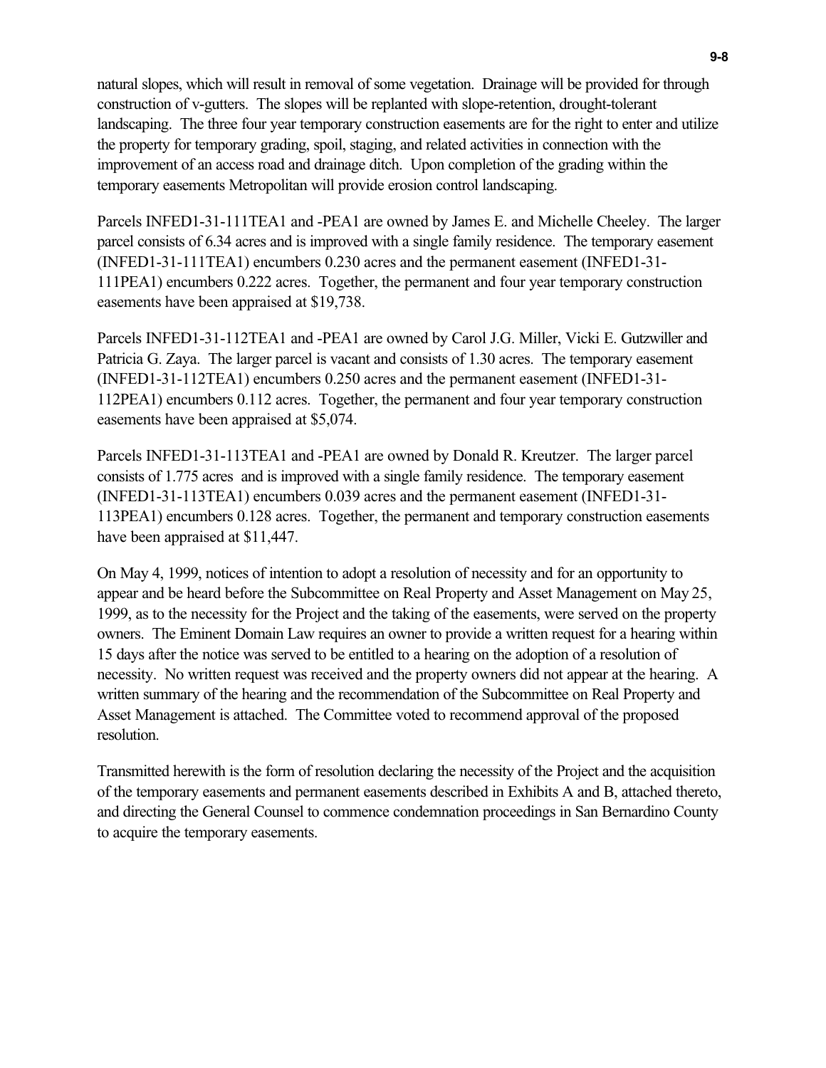natural slopes, which will result in removal of some vegetation. Drainage will be provided for through construction of v-gutters. The slopes will be replanted with slope-retention, drought-tolerant landscaping. The three four year temporary construction easements are for the right to enter and utilize the property for temporary grading, spoil, staging, and related activities in connection with the improvement of an access road and drainage ditch. Upon completion of the grading within the temporary easements Metropolitan will provide erosion control landscaping.

Parcels INFED1-31-111TEA1 and -PEA1 are owned by James E. and Michelle Cheeley. The larger parcel consists of 6.34 acres and is improved with a single family residence. The temporary easement (INFED1-31-111TEA1) encumbers 0.230 acres and the permanent easement (INFED1-31-111PEA1) encumbers 0.222 acres. Together, the permanent and four year temporary construction easements have been appraised at $19,738.

Parcels INFED1-31-112TEA1 and -PEA1 are owned by Carol J.G. Miller, Vicki E. Gutzwiller and Patricia G. Zaya. The larger parcel is vacant and consists of 1.30 acres. The temporary easement (INFED1-31-112TEA1) encumbers 0.250 acres and the permanent easement (INFED1-31-112PEA1) encumbers 0.112 acres. Together, the permanent and four year temporary construction easements have been appraised at $5,074.

Parcels INFED1-31-113TEA1 and -PEA1 are owned by Donald R. Kreutzer. The larger parcel consists of 1.775 acres and is improved with a single family residence. The temporary easement (INFED1-31-113TEA1) encumbers 0.039 acres and the permanent easement (INFED1-31-113PEA1) encumbers 0.128 acres. Together, the permanent and temporary construction easements have been appraised at $11,447.

On May 4, 1999, notices of intention to adopt a resolution of necessity and for an opportunity to appear and be heard before the Subcommittee on Real Property and Asset Management on May 25, 1999, as to the necessity for the Project and the taking of the easements, were served on the property owners. The Eminent Domain Law requires an owner to provide a written request for a hearing within 15 days after the notice was served to be entitled to a hearing on the adoption of a resolution of necessity. No written request was received and the property owners did not appear at the hearing. A written summary of the hearing and the recommendation of the Subcommittee on Real Property and Asset Management is attached. The Committee voted to recommend approval of the proposed resolution.

Transmitted herewith is the form of resolution declaring the necessity of the Project and the acquisition of the temporary easements and permanent easements described in Exhibits A and B, attached thereto, and directing the General Counsel to commence condemnation proceedings in San Bernardino County to acquire the temporary easements.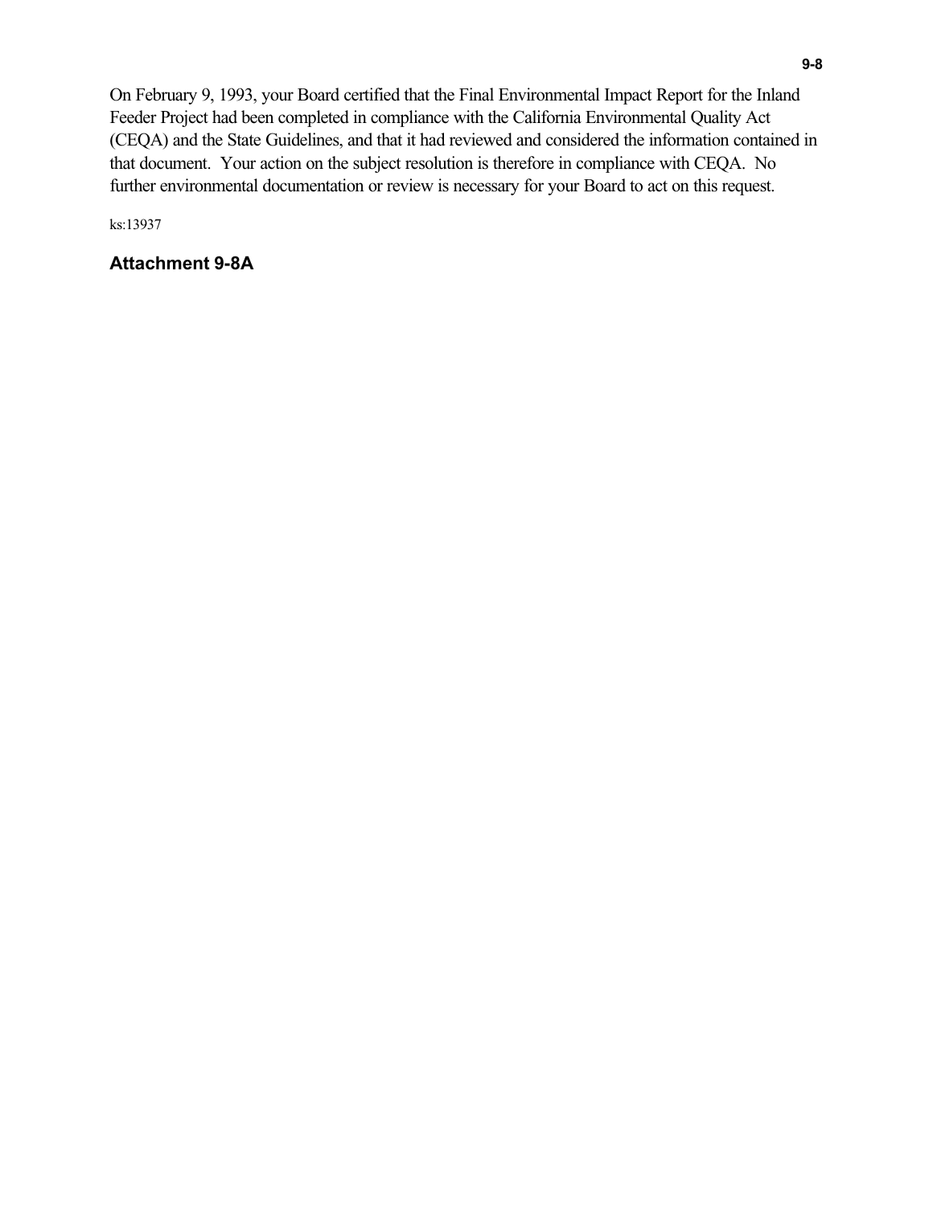On February 9, 1993, your Board certified that the Final Environmental Impact Report for the Inland Feeder Project had been completed in compliance with the California Environmental Quality Act (CEQA) and the State Guidelines, and that it had reviewed and considered the information contained in that document. Your action on the subject resolution is therefore in compliance with CEQA. No further environmental documentation or review is necessary for your Board to act on this request.

ks:13937

**Attachment 9-8A**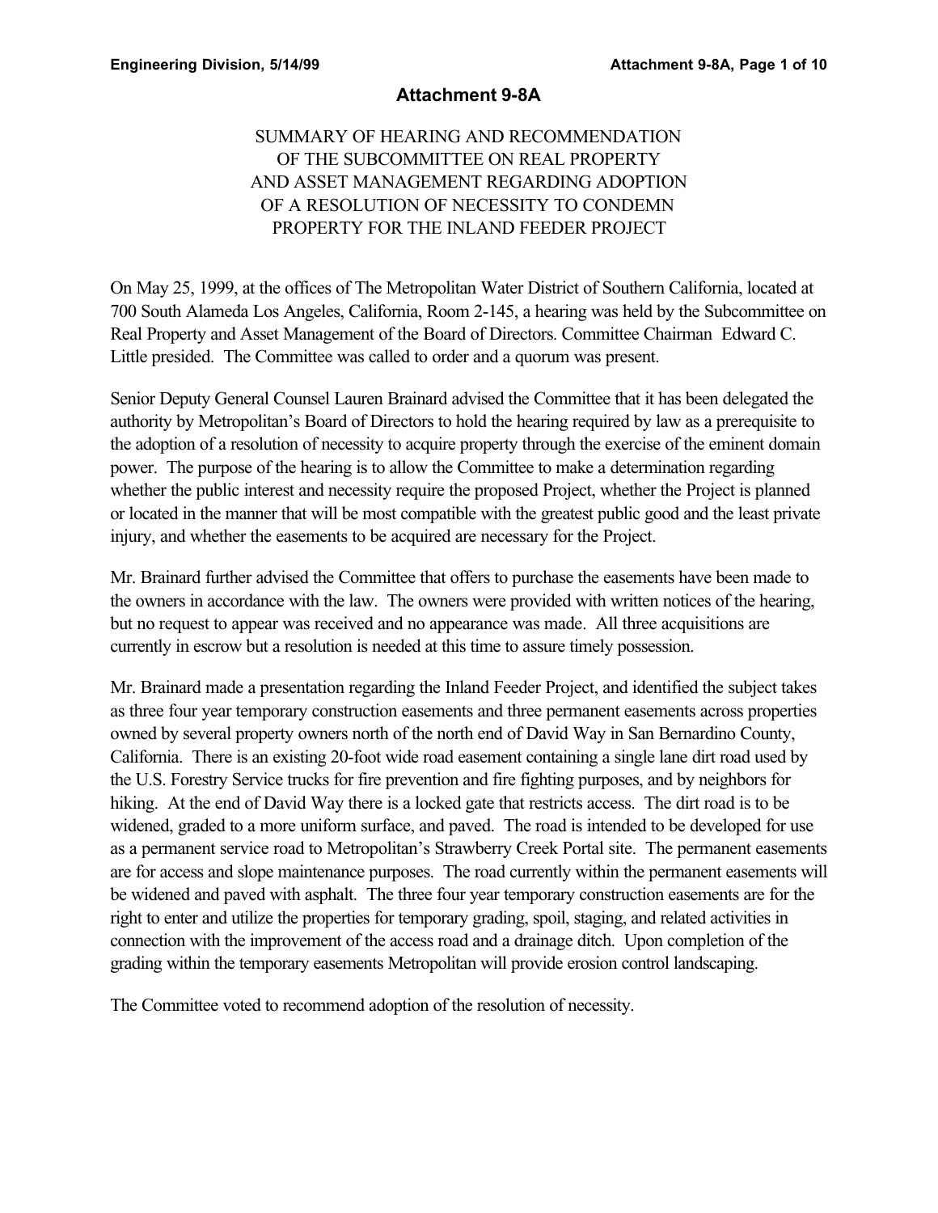# Attachment 9-8A

SUMMARY OF HEARING AND RECOMMENDATION
OF THE SUBCOMMITTEE ON REAL PROPERTY
AND ASSET MANAGEMENT REGARDING ADOPTION
OF A RESOLUTION OF NECESSITY TO CONDEMN
PROPERTY FOR THE INLAND FEEDER PROJECT

On May 25, 1999, at the offices of The Metropolitan Water District of Southern California, located at 700 South Alameda Los Angeles, California, Room 2-145, a hearing was held by the Subcommittee on Real Property and Asset Management of the Board of Directors. Committee Chairman Edward C. Little presided. The Committee was called to order and a quorum was present.

Senior Deputy General Counsel Lauren Brainard advised the Committee that it has been delegated the authority by Metropolitan's Board of Directors to hold the hearing required by law as a prerequisite to the adoption of a resolution of necessity to acquire property through the exercise of the eminent domain power. The purpose of the hearing is to allow the Committee to make a determination regarding whether the public interest and necessity require the proposed Project, whether the Project is planned or located in the manner that will be most compatible with the greatest public good and the least private injury, and whether the easements to be acquired are necessary for the Project.

Mr. Brainard further advised the Committee that offers to purchase the easements have been made to the owners in accordance with the law. The owners were provided with written notices of the hearing, but no request to appear was received and no appearance was made. All three acquisitions are currently in escrow but a resolution is needed at this time to assure timely possession.

Mr. Brainard made a presentation regarding the Inland Feeder Project, and identified the subject takes as three four year temporary construction easements and three permanent easements across properties owned by several property owners north of the north end of David Way in San Bernardino County, California. There is an existing 20-foot wide road easement containing a single lane dirt road used by the U.S. Forestry Service trucks for fire prevention and fire fighting purposes, and by neighbors for hiking. At the end of David Way there is a locked gate that restricts access. The dirt road is to be widened, graded to a more uniform surface, and paved. The road is intended to be developed for use as a permanent service road to Metropolitan's Strawberry Creek Portal site. The permanent easements are for access and slope maintenance purposes. The road currently within the permanent easements will be widened and paved with asphalt. The three four year temporary construction easements are for the right to enter and utilize the properties for temporary grading, spoil, staging, and related activities in connection with the improvement of the access road and a drainage ditch. Upon completion of the grading within the temporary easements Metropolitan will provide erosion control landscaping.

The Committee voted to recommend adoption of the resolution of necessity.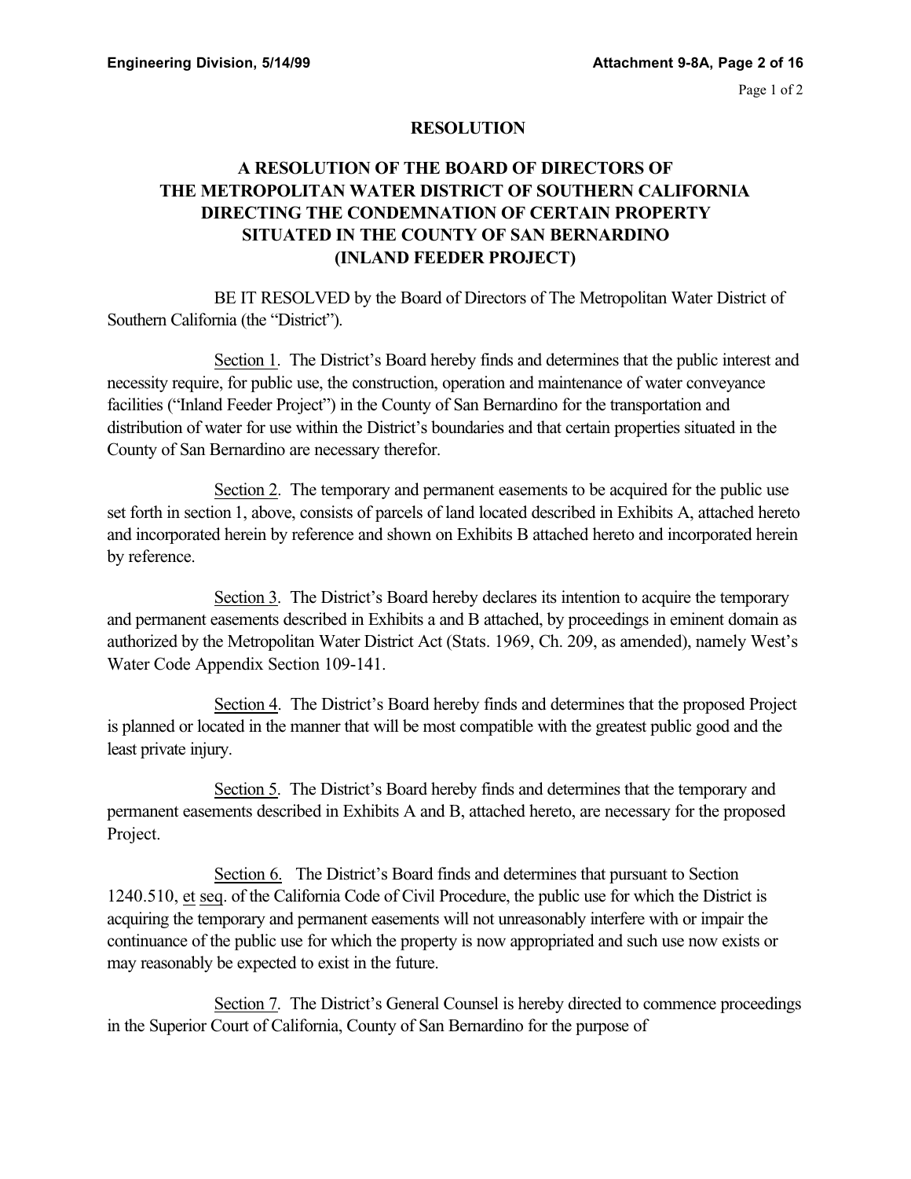# RESOLUTION

## A RESOLUTION OF THE BOARD OF DIRECTORS OF THE METROPOLITAN WATER DISTRICT OF SOUTHERN CALIFORNIA DIRECTING THE CONDEMNATION OF CERTAIN PROPERTY SITUATED IN THE COUNTY OF SAN BERNARDINO (INLAND FEEDER PROJECT)

BE IT RESOLVED by the Board of Directors of The Metropolitan Water District of Southern California (the "District").

Section 1. The District's Board hereby finds and determines that the public interest and necessity require, for public use, the construction, operation and maintenance of water conveyance facilities ("Inland Feeder Project") in the County of San Bernardino for the transportation and distribution of water for use within the District's boundaries and that certain properties situated in the County of San Bernardino are necessary therefor.

Section 2. The temporary and permanent easements to be acquired for the public use set forth in section 1, above, consists of parcels of land located described in Exhibits A, attached hereto and incorporated herein by reference and shown on Exhibits B attached hereto and incorporated herein by reference.

Section 3. The District's Board hereby declares its intention to acquire the temporary and permanent easements described in Exhibits a and B attached, by proceedings in eminent domain as authorized by the Metropolitan Water District Act (Stats. 1969, Ch. 209, as amended), namely West's Water Code Appendix Section 109-141.

Section 4. The District's Board hereby finds and determines that the proposed Project is planned or located in the manner that will be most compatible with the greatest public good and the least private injury.

Section 5. The District's Board hereby finds and determines that the temporary and permanent easements described in Exhibits A and B, attached hereto, are necessary for the proposed Project.

Section 6. The District's Board finds and determines that pursuant to Section 1240.510, et seq. of the California Code of Civil Procedure, the public use for which the District is acquiring the temporary and permanent easements will not unreasonably interfere with or impair the continuance of the public use for which the property is now appropriated and such use now exists or may reasonably be expected to exist in the future.

Section 7. The District's General Counsel is hereby directed to commence proceedings in the Superior Court of California, County of San Bernardino for the purpose of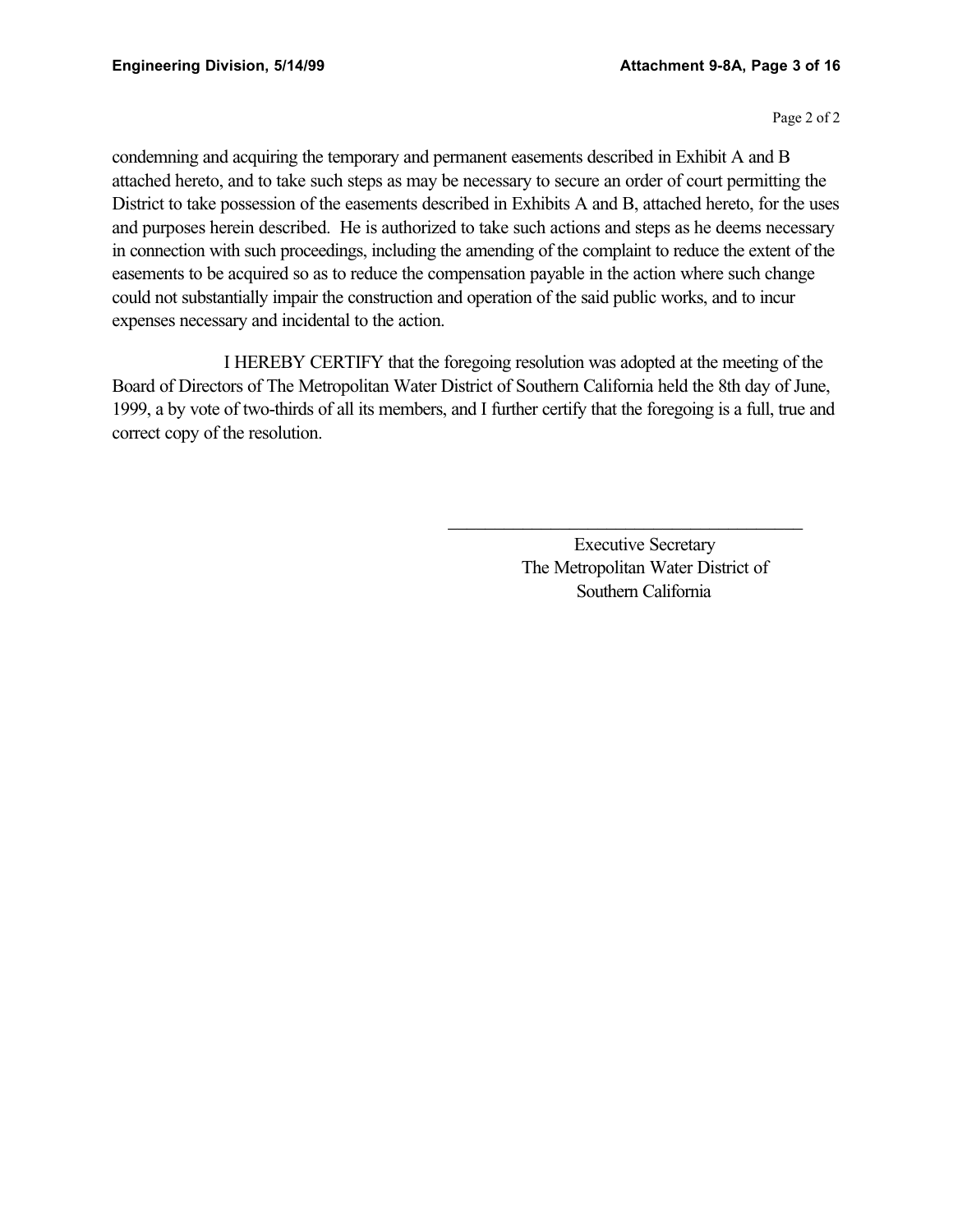condemning and acquiring the temporary and permanent easements described in Exhibit A and B attached hereto, and to take such steps as may be necessary to secure an order of court permitting the District to take possession of the easements described in Exhibits A and B, attached hereto, for the uses and purposes herein described. He is authorized to take such actions and steps as he deems necessary in connection with such proceedings, including the amending of the complaint to reduce the extent of the easements to be acquired so as to reduce the compensation payable in the action where such change could not substantially impair the construction and operation of the said public works, and to incur expenses necessary and incidental to the action.

I HEREBY CERTIFY that the foregoing resolution was adopted at the meeting of the Board of Directors of The Metropolitan Water District of Southern California held the 8th day of June, 1999, a by vote of two-thirds of all its members, and I further certify that the foregoing is a full, true and correct copy of the resolution.

\_\_\_\_\_\_\_\_\_\_\_\_\_\_\_\_\_\_\_\_\_\_\_\_\_\_\_\_\_\_\_\_\_\_\_\_\_\_\_\_

Executive Secretary
The Metropolitan Water District of
Southern California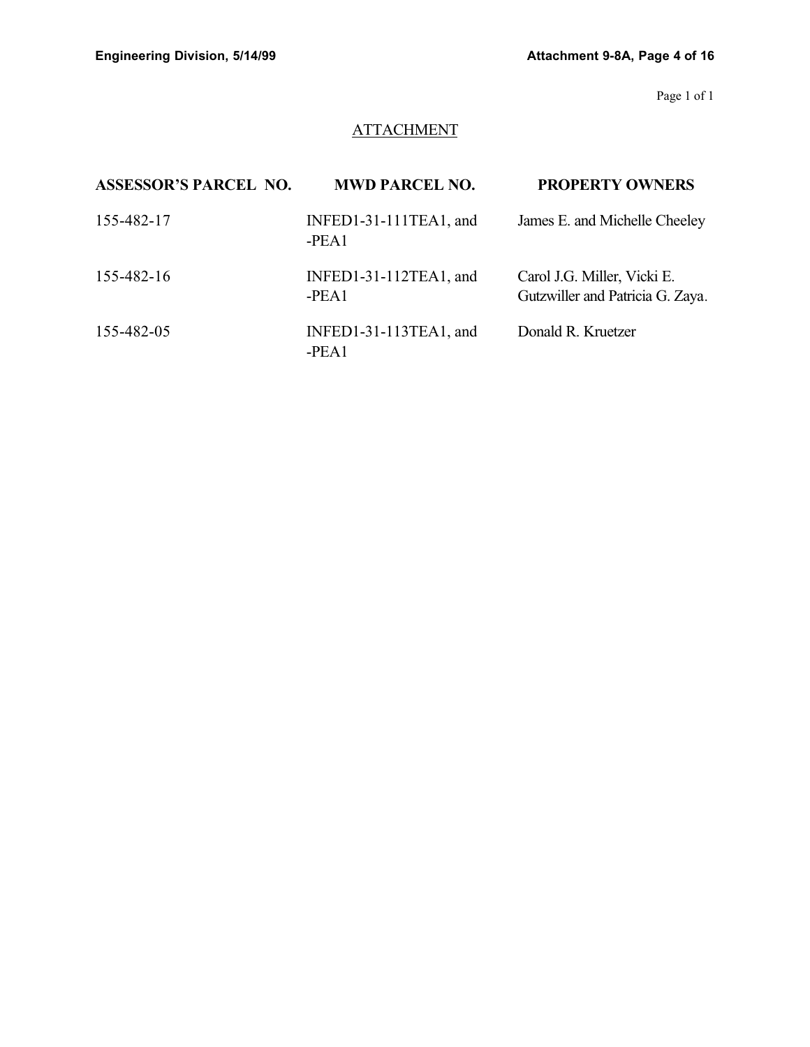<u>ATTACHMENT</u>

| ASSESSOR'S PARCEL NO. | MWD PARCEL NO. | PROPERTY OWNERS |
|---|---|---|
| 155-482-17 | INFED1-31-111TEA1, and -PEA1 | James E. and Michelle Cheeley |
| 155-482-16 | INFED1-31-112TEA1, and -PEA1 | Carol J.G. Miller, Vicki E. Gutzwiller and Patricia G. Zaya. |
| 155-482-05 | INFED1-31-113TEA1, and -PEA1 | Donald R. Kruetzer |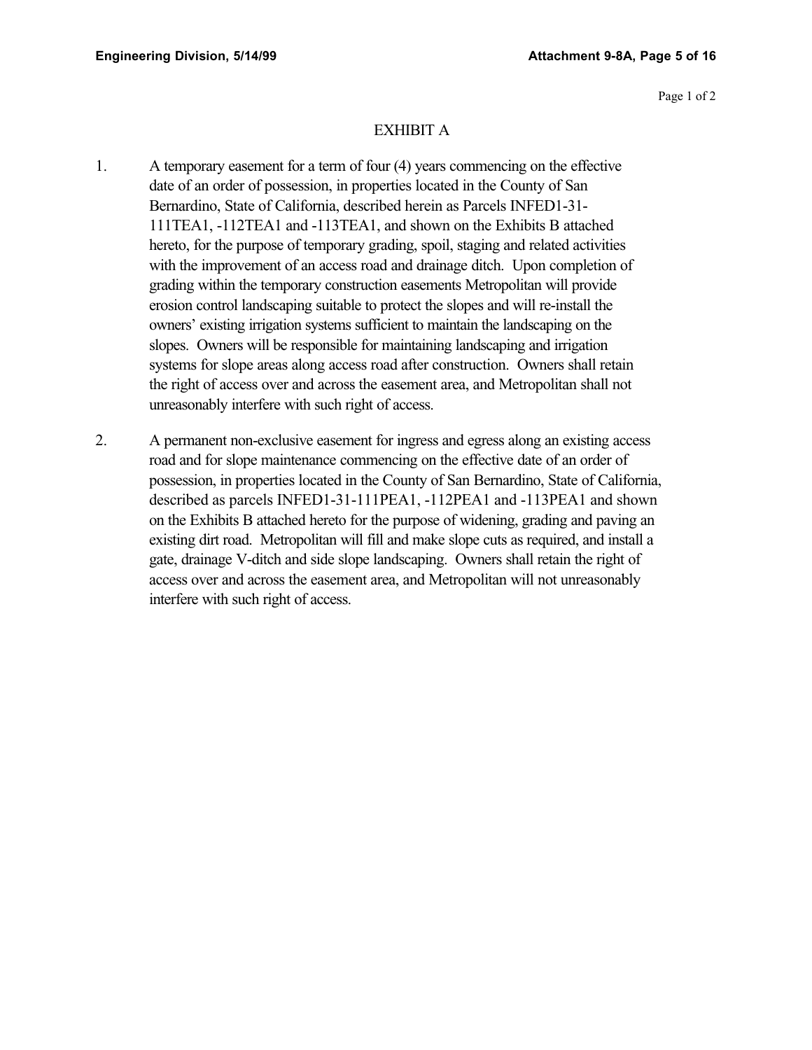# EXHIBIT A

1. A temporary easement for a term of four (4) years commencing on the effective date of an order of possession, in properties located in the County of San Bernardino, State of California, described herein as Parcels INFED1-31-111TEA1, -112TEA1 and -113TEA1, and shown on the Exhibits B attached hereto, for the purpose of temporary grading, spoil, staging and related activities with the improvement of an access road and drainage ditch. Upon completion of grading within the temporary construction easements Metropolitan will provide erosion control landscaping suitable to protect the slopes and will re-install the owners' existing irrigation systems sufficient to maintain the landscaping on the slopes. Owners will be responsible for maintaining landscaping and irrigation systems for slope areas along access road after construction. Owners shall retain the right of access over and across the easement area, and Metropolitan shall not unreasonably interfere with such right of access.

2. A permanent non-exclusive easement for ingress and egress along an existing access road and for slope maintenance commencing on the effective date of an order of possession, in properties located in the County of San Bernardino, State of California, described as parcels INFED1-31-111PEA1, -112PEA1 and -113PEA1 and shown on the Exhibits B attached hereto for the purpose of widening, grading and paving an existing dirt road. Metropolitan will fill and make slope cuts as required, and install a gate, drainage V-ditch and side slope landscaping. Owners shall retain the right of access over and across the easement area, and Metropolitan will not unreasonably interfere with such right of access.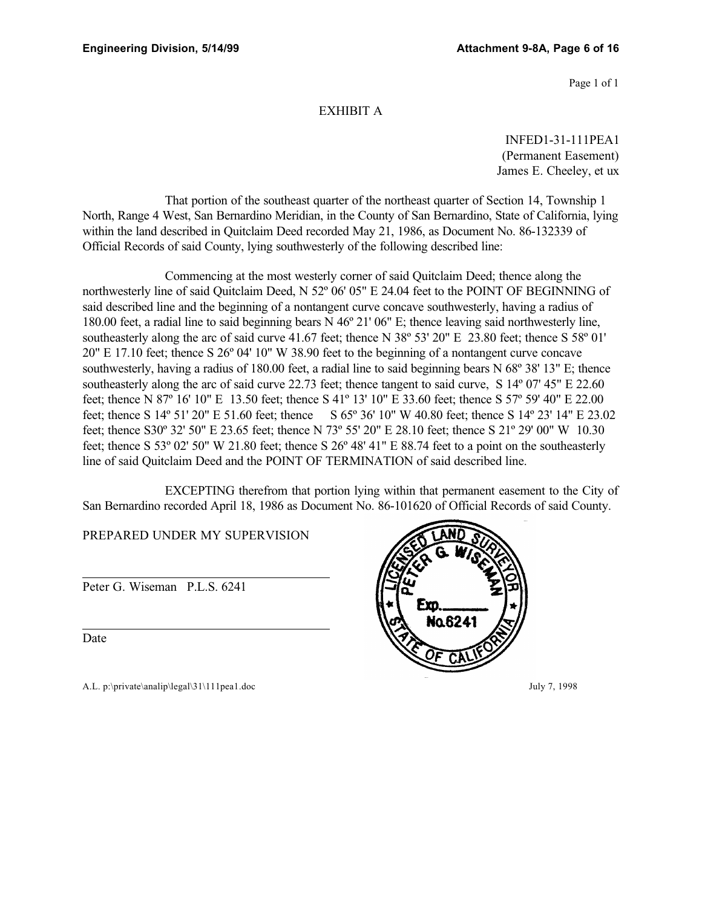# EXHIBIT A

INFED1-31-111PEA1
(Permanent Easement)
James E. Cheeley, et ux

That portion of the southeast quarter of the northeast quarter of Section 14, Township 1 North, Range 4 West, San Bernardino Meridian, in the County of San Bernardino, State of California, lying within the land described in Quitclaim Deed recorded May 21, 1986, as Document No. 86-132339 of Official Records of said County, lying southwesterly of the following described line:

Commencing at the most westerly corner of said Quitclaim Deed; thence along the northwesterly line of said Quitclaim Deed, N 52º 06' 05" E 24.04 feet to the POINT OF BEGINNING of said described line and the beginning of a nontangent curve concave southwesterly, having a radius of 180.00 feet, a radial line to said beginning bears N 46º 21' 06" E; thence leaving said northwesterly line, southeasterly along the arc of said curve 41.67 feet; thence N 38º 53' 20" E 23.80 feet; thence S 58º 01' 20" E 17.10 feet; thence S 26º 04' 10" W 38.90 feet to the beginning of a nontangent curve concave southwesterly, having a radius of 180.00 feet, a radial line to said beginning bears N 68º 38' 13" E; thence southeasterly along the arc of said curve 22.73 feet; thence tangent to said curve, S 14º 07' 45" E 22.60 feet; thence N 87º 16' 10" E 13.50 feet; thence S 41º 13' 10" E 33.60 feet; thence S 57º 59' 40" E 22.00 feet; thence S 14º 51' 20" E 51.60 feet; thence S 65º 36' 10" W 40.80 feet; thence S 14º 23' 14" E 23.02 feet; thence S30º 32' 50" E 23.65 feet; thence N 73º 55' 20" E 28.10 feet; thence S 21º 29' 00" W 10.30 feet; thence S 53º 02' 50" W 21.80 feet; thence S 26º 48' 41" E 88.74 feet to a point on the southeasterly line of said Quitclaim Deed and the POINT OF TERMINATION of said described line.

EXCEPTING therefrom that portion lying within that permanent easement to the City of San Bernardino recorded April 18, 1986 as Document No. 86-101620 of Official Records of said County.

PREPARED UNDER MY SUPERVISION

Peter G. Wiseman P.L.S. 6241

Date

LICENSED LAND SURVEYOR
PETER G. WISEMAN
Exp.
No. 6241
STATE OF CALIFORNIA

A.L. p:\private\analip\legal\31\111pea1.doc July 7, 1998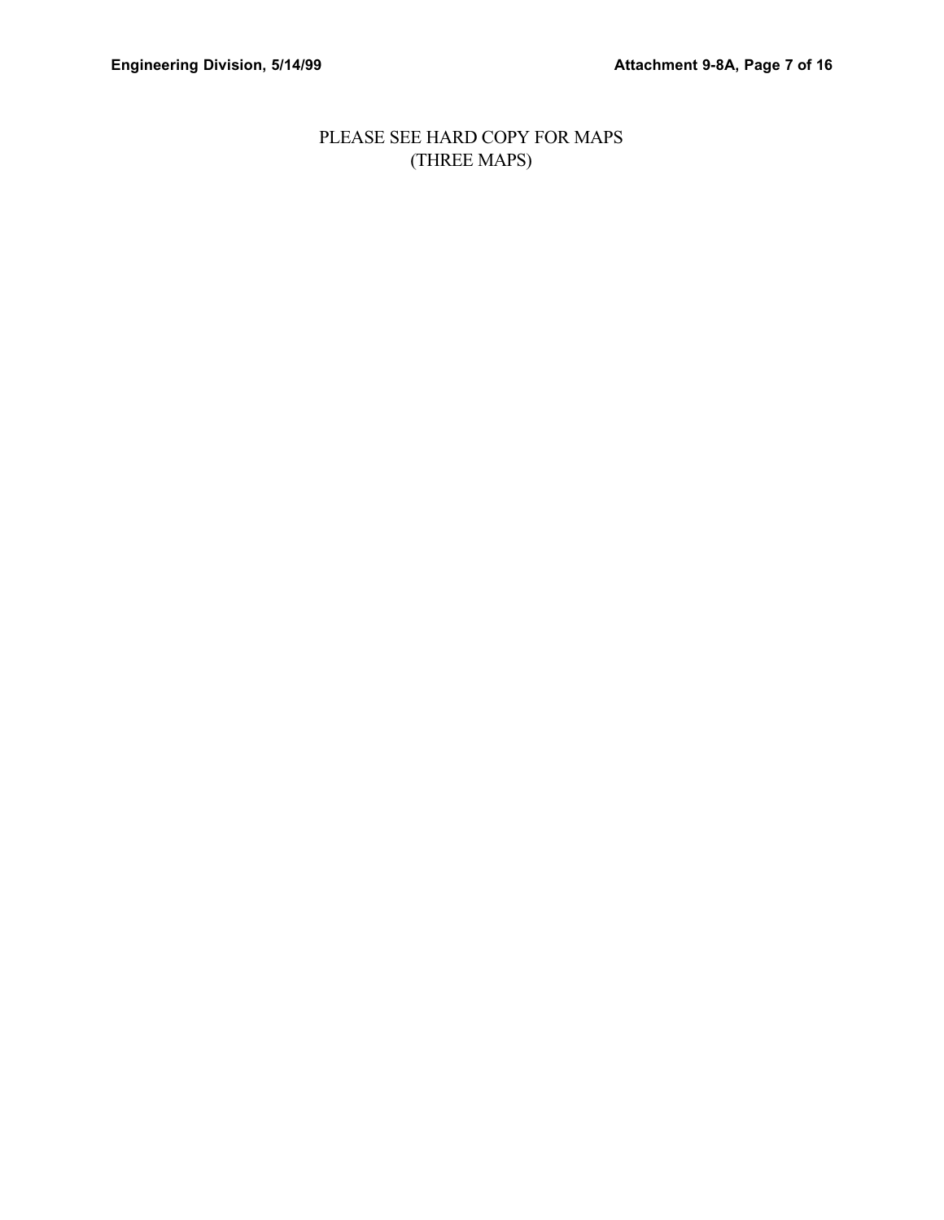PLEASE SEE HARD COPY FOR MAPS
(THREE MAPS)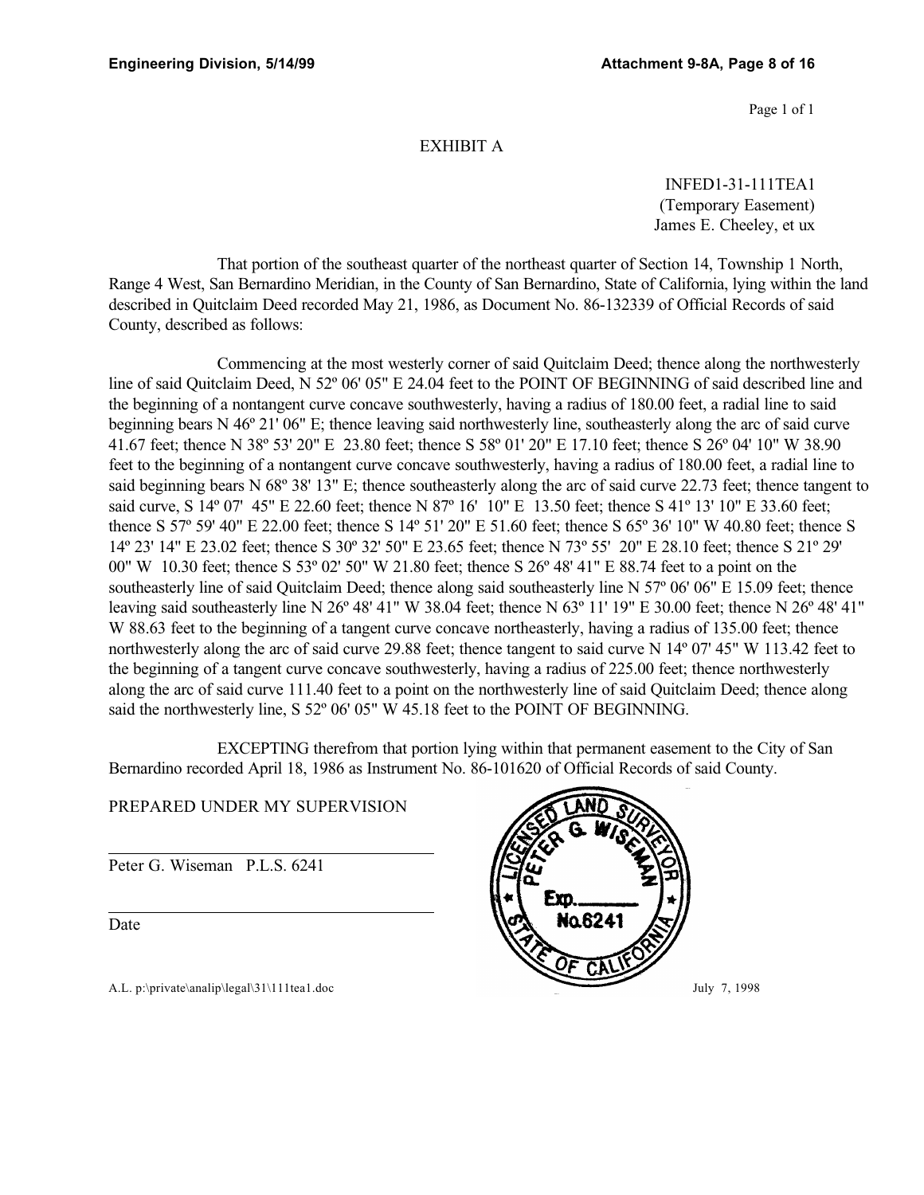# EXHIBIT A

INFED1-31-111TEA1
(Temporary Easement)
James E. Cheeley, et ux

That portion of the southeast quarter of the northeast quarter of Section 14, Township 1 North, Range 4 West, San Bernardino Meridian, in the County of San Bernardino, State of California, lying within the land described in Quitclaim Deed recorded May 21, 1986, as Document No. 86-132339 of Official Records of said County, described as follows:

Commencing at the most westerly corner of said Quitclaim Deed; thence along the northwesterly line of said Quitclaim Deed, N 52º 06' 05" E 24.04 feet to the POINT OF BEGINNING of said described line and the beginning of a nontangent curve concave southwesterly, having a radius of 180.00 feet, a radial line to said beginning bears N 46º 21' 06" E; thence leaving said northwesterly line, southeasterly along the arc of said curve 41.67 feet; thence N 38º 53' 20" E 23.80 feet; thence S 58º 01' 20" E 17.10 feet; thence S 26º 04' 10" W 38.90 feet to the beginning of a nontangent curve concave southwesterly, having a radius of 180.00 feet, a radial line to said beginning bears N 68º 38' 13" E; thence southeasterly along the arc of said curve 22.73 feet; thence tangent to said curve, S 14º 07' 45" E 22.60 feet; thence N 87º 16' 10" E 13.50 feet; thence S 41º 13' 10" E 33.60 feet; thence S 57º 59' 40" E 22.00 feet; thence S 14º 51' 20" E 51.60 feet; thence S 65º 36' 10" W 40.80 feet; thence S 14º 23' 14" E 23.02 feet; thence S 30º 32' 50" E 23.65 feet; thence N 73º 55' 20" E 28.10 feet; thence S 21º 29' 00" W 10.30 feet; thence S 53º 02' 50" W 21.80 feet; thence S 26º 48' 41" E 88.74 feet to a point on the southeasterly line of said Quitclaim Deed; thence along said southeasterly line N 57º 06' 06" E 15.09 feet; thence leaving said southeasterly line N 26º 48' 41" W 38.04 feet; thence N 63º 11' 19" E 30.00 feet; thence N 26º 48' 41" W 88.63 feet to the beginning of a tangent curve concave northeasterly, having a radius of 135.00 feet; thence northwesterly along the arc of said curve 29.88 feet; thence tangent to said curve N 14º 07' 45" W 113.42 feet to the beginning of a tangent curve concave southwesterly, having a radius of 225.00 feet; thence northwesterly along the arc of said curve 111.40 feet to a point on the northwesterly line of said Quitclaim Deed; thence along said the northwesterly line, S 52º 06' 05" W 45.18 feet to the POINT OF BEGINNING.

EXCEPTING therefrom that portion lying within that permanent easement to the City of San Bernardino recorded April 18, 1986 as Instrument No. 86-101620 of Official Records of said County.

PREPARED UNDER MY SUPERVISION

Peter G. Wiseman P.L.S. 6241

Date

LICENSED LAND SURVEYOR
PETER G. WISEMAN
Exp.
No.6241
STATE OF CALIFORNIA

A.L. p:\private\analip\legal\31\111tea1.doc

July 7, 1998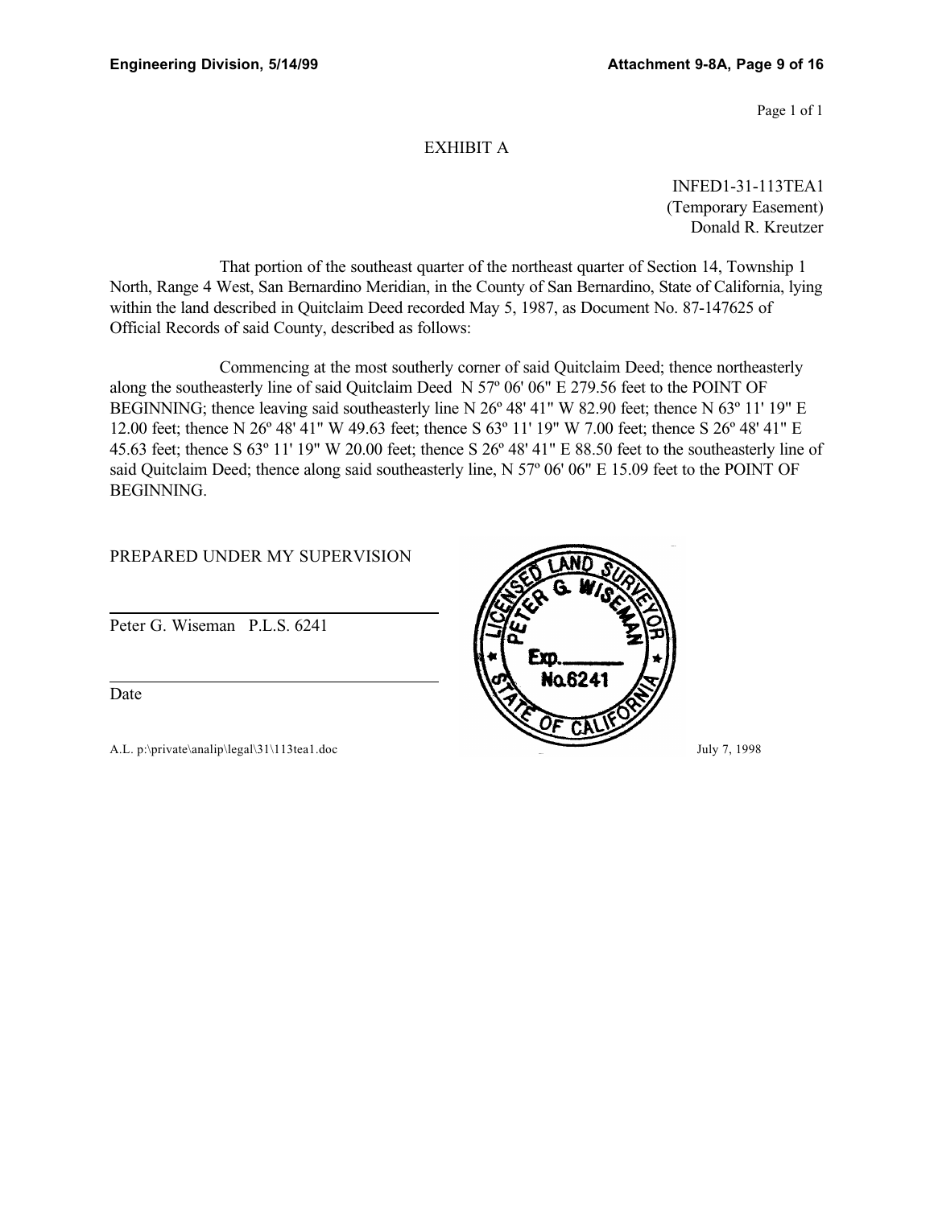# EXHIBIT A

INFED1-31-113TEA1
(Temporary Easement)
Donald R. Kreutzer

That portion of the southeast quarter of the northeast quarter of Section 14, Township 1 North, Range 4 West, San Bernardino Meridian, in the County of San Bernardino, State of California, lying within the land described in Quitclaim Deed recorded May 5, 1987, as Document No. 87-147625 of Official Records of said County, described as follows:

Commencing at the most southerly corner of said Quitclaim Deed; thence northeasterly along the southeasterly line of said Quitclaim Deed N 57º 06' 06" E 279.56 feet to the POINT OF BEGINNING; thence leaving said southeasterly line N 26º 48' 41" W 82.90 feet; thence N 63º 11' 19" E 12.00 feet; thence N 26º 48' 41" W 49.63 feet; thence S 63º 11' 19" W 7.00 feet; thence S 26º 48' 41" E 45.63 feet; thence S 63º 11' 19" W 20.00 feet; thence S 26º 48' 41" E 88.50 feet to the southeasterly line of said Quitclaim Deed; thence along said southeasterly line, N 57º 06' 06" E 15.09 feet to the POINT OF BEGINNING.

PREPARED UNDER MY SUPERVISION

Peter G. Wiseman P.L.S. 6241

Date

LICENSED LAND SURVEYOR
PETER G. WISEMAN
Exp.
No.6241
STATE OF CALIFORNIA

A.L. p:\private\analip\legal\31\113tea1.doc

July 7, 1998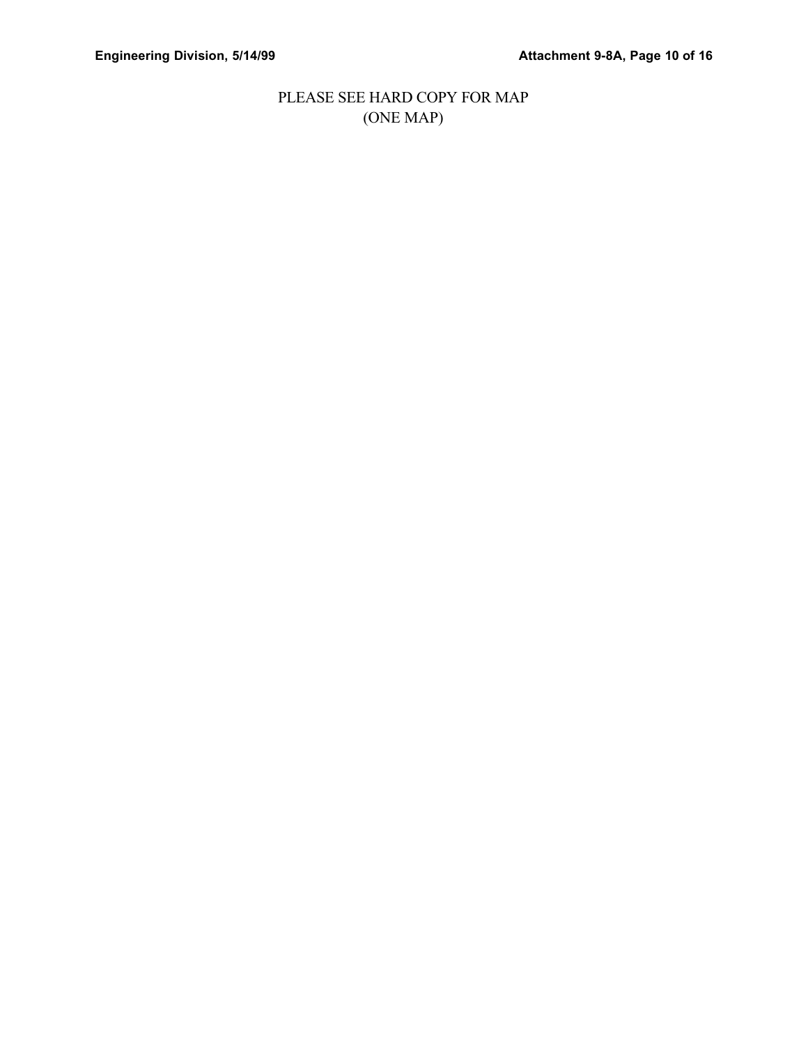PLEASE SEE HARD COPY FOR MAP
(ONE MAP)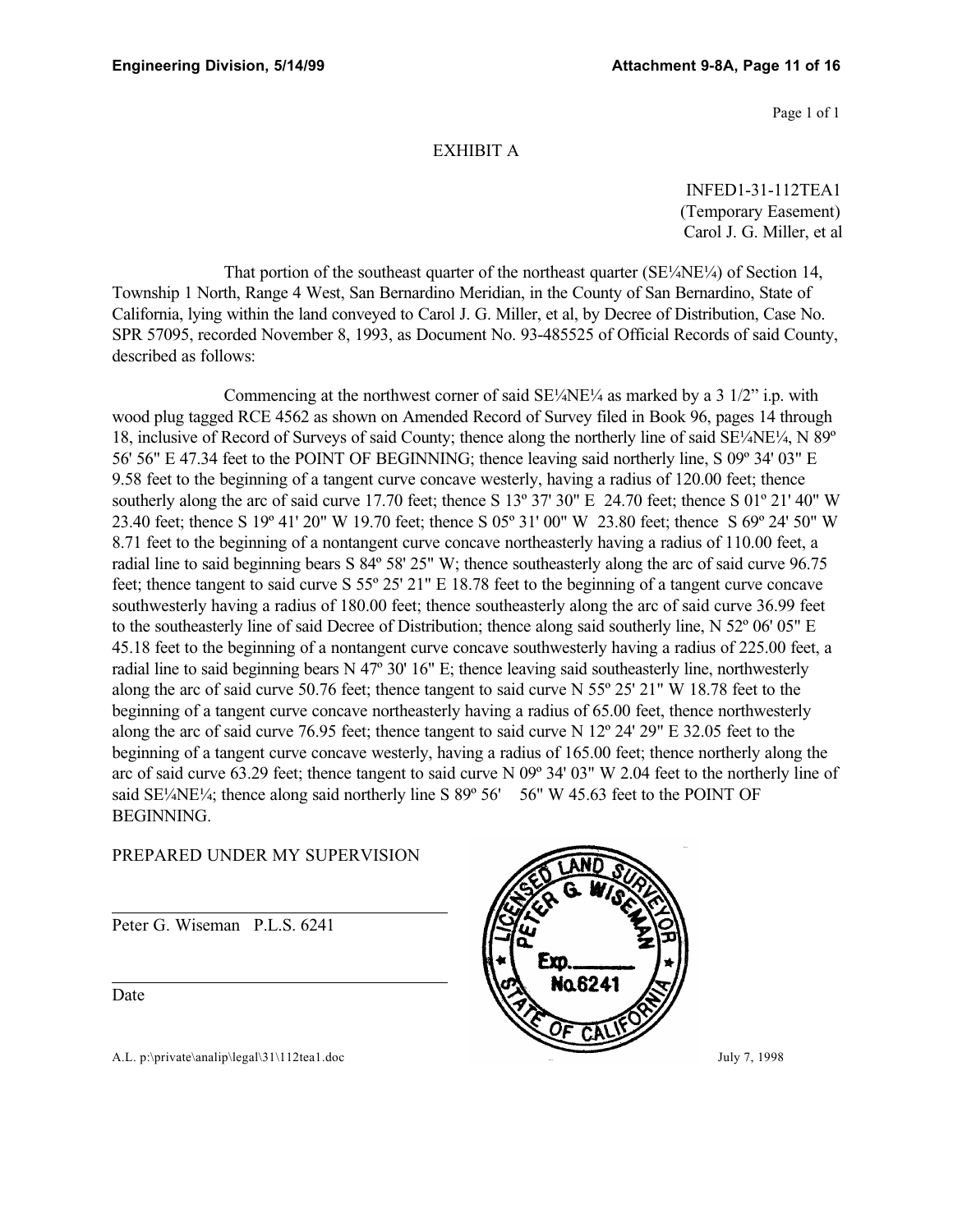Page 1 of 1

EXHIBIT A

INFED1-31-112TEA1
(Temporary Easement)
Carol J. G. Miller, et al

That portion of the southeast quarter of the northeast quarter (SE¼NE¼) of Section 14, Township 1 North, Range 4 West, San Bernardino Meridian, in the County of San Bernardino, State of California, lying within the land conveyed to Carol J. G. Miller, et al, by Decree of Distribution, Case No. SPR 57095, recorded November 8, 1993, as Document No. 93-485525 of Official Records of said County, described as follows:

Commencing at the northwest corner of said SE¼NE¼ as marked by a 3 1/2" i.p. with wood plug tagged RCE 4562 as shown on Amended Record of Survey filed in Book 96, pages 14 through 18, inclusive of Record of Surveys of said County; thence along the northerly line of said SE¼NE¼, N 89º 56' 56" E 47.34 feet to the POINT OF BEGINNING; thence leaving said northerly line, S 09º 34' 03" E 9.58 feet to the beginning of a tangent curve concave westerly, having a radius of 120.00 feet; thence southerly along the arc of said curve 17.70 feet; thence S 13º 37' 30" E 24.70 feet; thence S 01º 21' 40" W 23.40 feet; thence S 19º 41' 20" W 19.70 feet; thence S 05º 31' 00" W 23.80 feet; thence S 69º 24' 50" W 8.71 feet to the beginning of a nontangent curve concave northeasterly having a radius of 110.00 feet, a radial line to said beginning bears S 84º 58' 25" W; thence southeasterly along the arc of said curve 96.75 feet; thence tangent to said curve S 55º 25' 21" E 18.78 feet to the beginning of a tangent curve concave southwesterly having a radius of 180.00 feet; thence southeasterly along the arc of said curve 36.99 feet to the southeasterly line of said Decree of Distribution; thence along said southerly line, N 52º 06' 05" E 45.18 feet to the beginning of a nontangent curve concave southwesterly having a radius of 225.00 feet, a radial line to said beginning bears N 47º 30' 16" E; thence leaving said southeasterly line, northwesterly along the arc of said curve 50.76 feet; thence tangent to said curve N 55º 25' 21" W 18.78 feet to the beginning of a tangent curve concave northeasterly having a radius of 65.00 feet, thence northwesterly along the arc of said curve 76.95 feet; thence tangent to said curve N 12º 24' 29" E 32.05 feet to the beginning of a tangent curve concave westerly, having a radius of 165.00 feet; thence northerly along the arc of said curve 63.29 feet; thence tangent to said curve N 09º 34' 03" W 2.04 feet to the northerly line of said SE¼NE¼; thence along said northerly line S 89º 56' 56" W 45.63 feet to the POINT OF BEGINNING.

PREPARED UNDER MY SUPERVISION

Peter G. Wiseman P.L.S. 6241

Date

LICENSED LAND SURVEYOR
PETER G. WISEMAN
Exp.
No. 6241
STATE OF CALIFORNIA

A.L. p:\private\analip\legal\31\112tea1.doc

July 7, 1998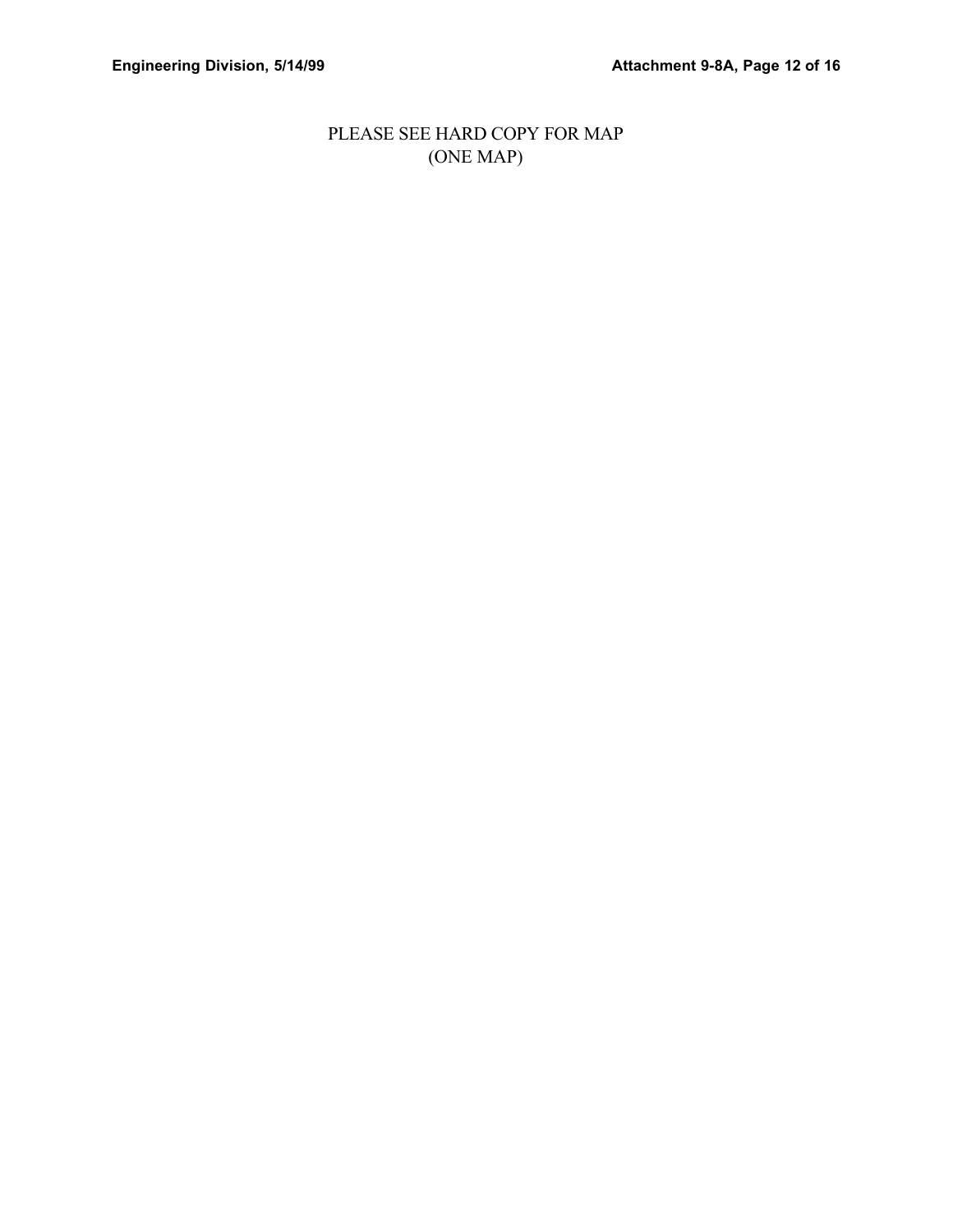PLEASE SEE HARD COPY FOR MAP
(ONE MAP)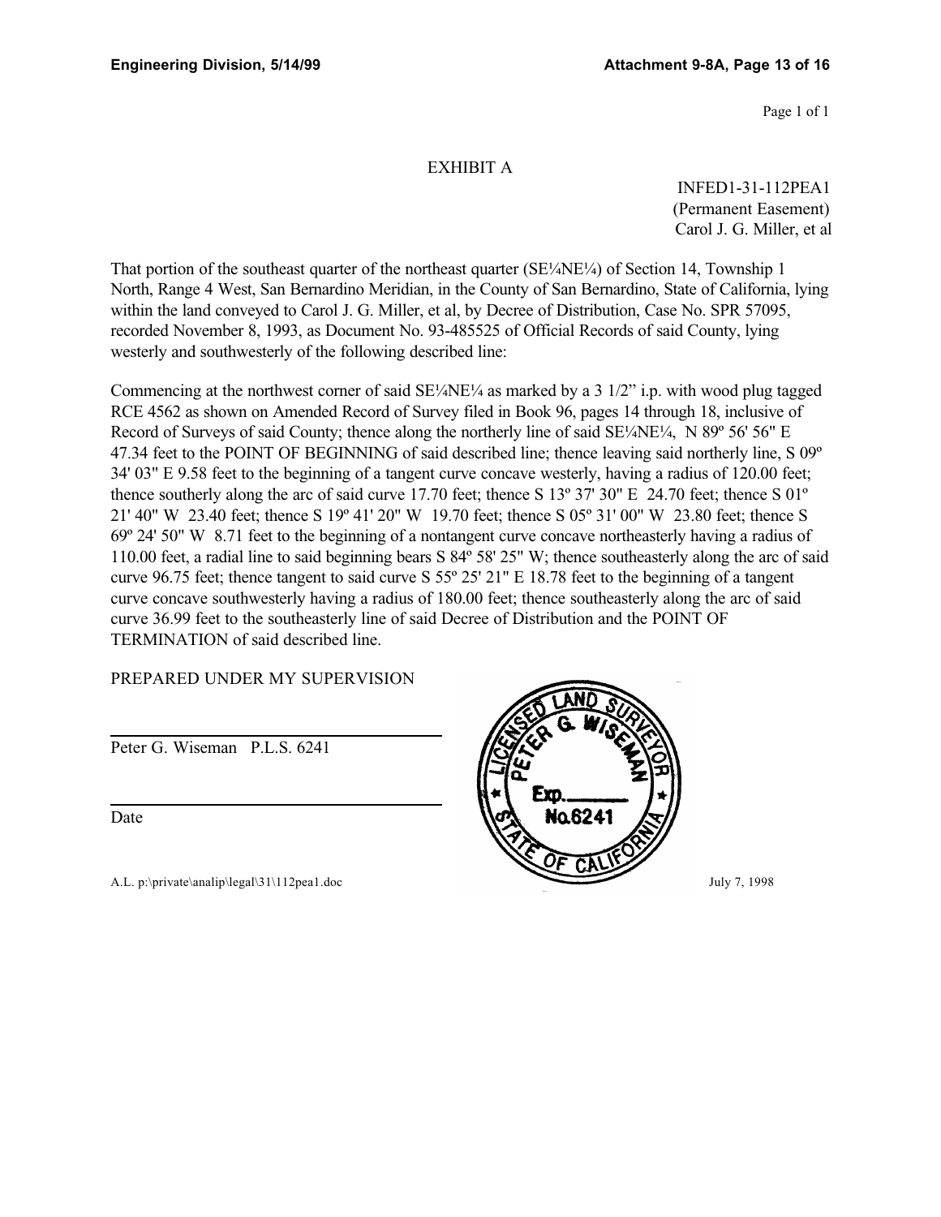Page 1 of 1

EXHIBIT A

INFED1-31-112PEA1
(Permanent Easement)
Carol J. G. Miller, et al

That portion of the southeast quarter of the northeast quarter (SE¼NE¼) of Section 14, Township 1 North, Range 4 West, San Bernardino Meridian, in the County of San Bernardino, State of California, lying within the land conveyed to Carol J. G. Miller, et al, by Decree of Distribution, Case No. SPR 57095, recorded November 8, 1993, as Document No. 93-485525 of Official Records of said County, lying westerly and southwesterly of the following described line:

Commencing at the northwest corner of said SE¼NE¼ as marked by a 3 1/2" i.p. with wood plug tagged RCE 4562 as shown on Amended Record of Survey filed in Book 96, pages 14 through 18, inclusive of Record of Surveys of said County; thence along the northerly line of said SE¼NE¼, N 89º 56' 56" E 47.34 feet to the POINT OF BEGINNING of said described line; thence leaving said northerly line, S 09º 34' 03" E 9.58 feet to the beginning of a tangent curve concave westerly, having a radius of 120.00 feet; thence southerly along the arc of said curve 17.70 feet; thence S 13º 37' 30" E 24.70 feet; thence S 01º 21' 40" W 23.40 feet; thence S 19º 41' 20" W 19.70 feet; thence S 05º 31' 00" W 23.80 feet; thence S 69º 24' 50" W 8.71 feet to the beginning of a nontangent curve concave northeasterly having a radius of 110.00 feet, a radial line to said beginning bears S 84º 58' 25" W; thence southeasterly along the arc of said curve 96.75 feet; thence tangent to said curve S 55º 25' 21" E 18.78 feet to the beginning of a tangent curve concave southwesterly having a radius of 180.00 feet; thence southeasterly along the arc of said curve 36.99 feet to the southeasterly line of said Decree of Distribution and the POINT OF TERMINATION of said described line.

PREPARED UNDER MY SUPERVISION

Peter G. Wiseman P.L.S. 6241

Date

LICENSED LAND SURVEYOR
PETER G. WISEMAN
Exp.______
No.6241
STATE OF CALIFORNIA

A.L. p:\private\analip\legal\31\112pea1.doc

July 7, 1998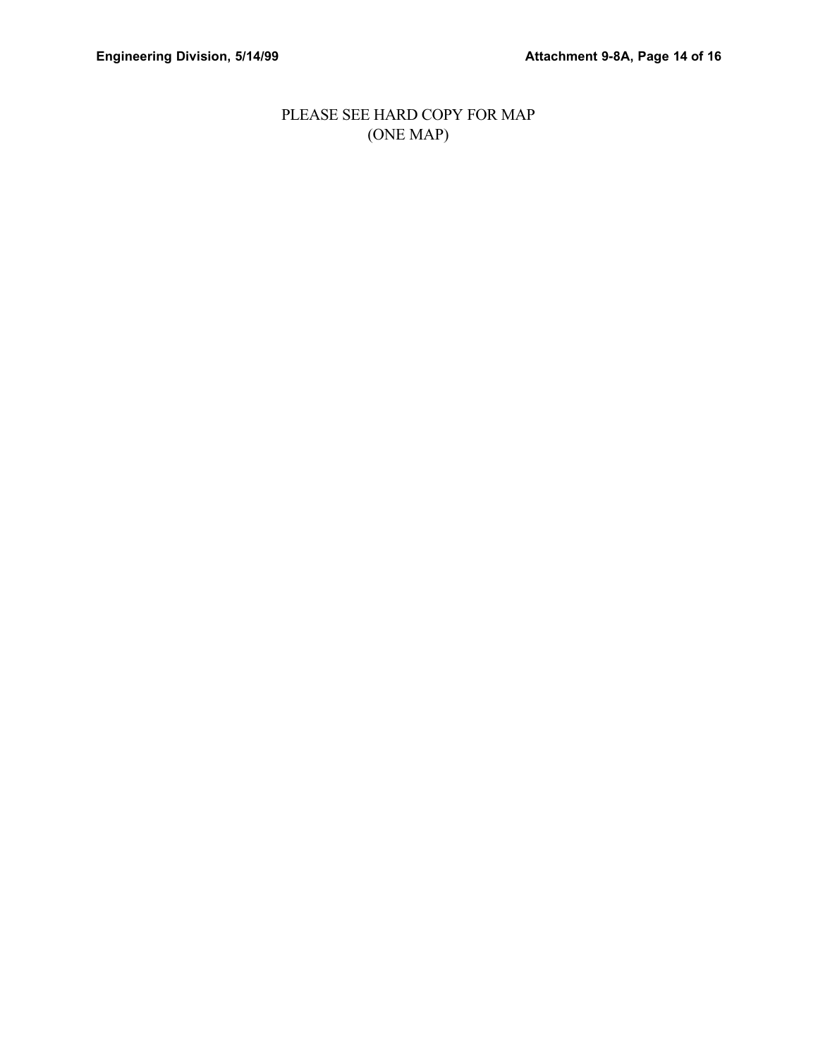PLEASE SEE HARD COPY FOR MAP
(ONE MAP)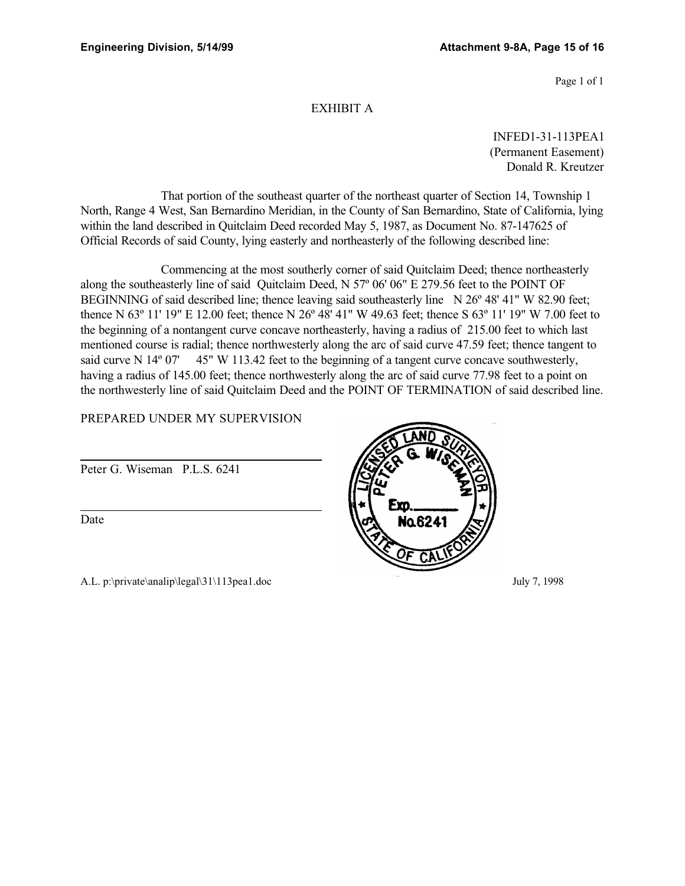Page 1 of 1

EXHIBIT A

INFED1-31-113PEA1
(Permanent Easement)
Donald R. Kreutzer

That portion of the southeast quarter of the northeast quarter of Section 14, Township 1 North, Range 4 West, San Bernardino Meridian, in the County of San Bernardino, State of California, lying within the land described in Quitclaim Deed recorded May 5, 1987, as Document No. 87-147625 of Official Records of said County, lying easterly and northeasterly of the following described line:

Commencing at the most southerly corner of said Quitclaim Deed; thence northeasterly along the southeasterly line of said Quitclaim Deed, N 57º 06' 06" E 279.56 feet to the POINT OF BEGINNING of said described line; thence leaving said southeasterly line N 26º 48' 41" W 82.90 feet; thence N 63º 11' 19" E 12.00 feet; thence N 26º 48' 41" W 49.63 feet; thence S 63º 11' 19" W 7.00 feet to the beginning of a nontangent curve concave northeasterly, having a radius of 215.00 feet to which last mentioned course is radial; thence northwesterly along the arc of said curve 47.59 feet; thence tangent to said curve N 14º 07' 45" W 113.42 feet to the beginning of a tangent curve concave southwesterly, having a radius of 145.00 feet; thence northwesterly along the arc of said curve 77.98 feet to a point on the northwesterly line of said Quitclaim Deed and the POINT OF TERMINATION of said described line.

PREPARED UNDER MY SUPERVISION

Peter G. Wiseman P.L.S. 6241

Date

LICENSED LAND SURVEYOR
PETER G. WISEMAN
Exp.
No. 6241
STATE OF CALIFORNIA

A.L. p:\private\analip\legal\31\113pea1.doc

July 7, 1998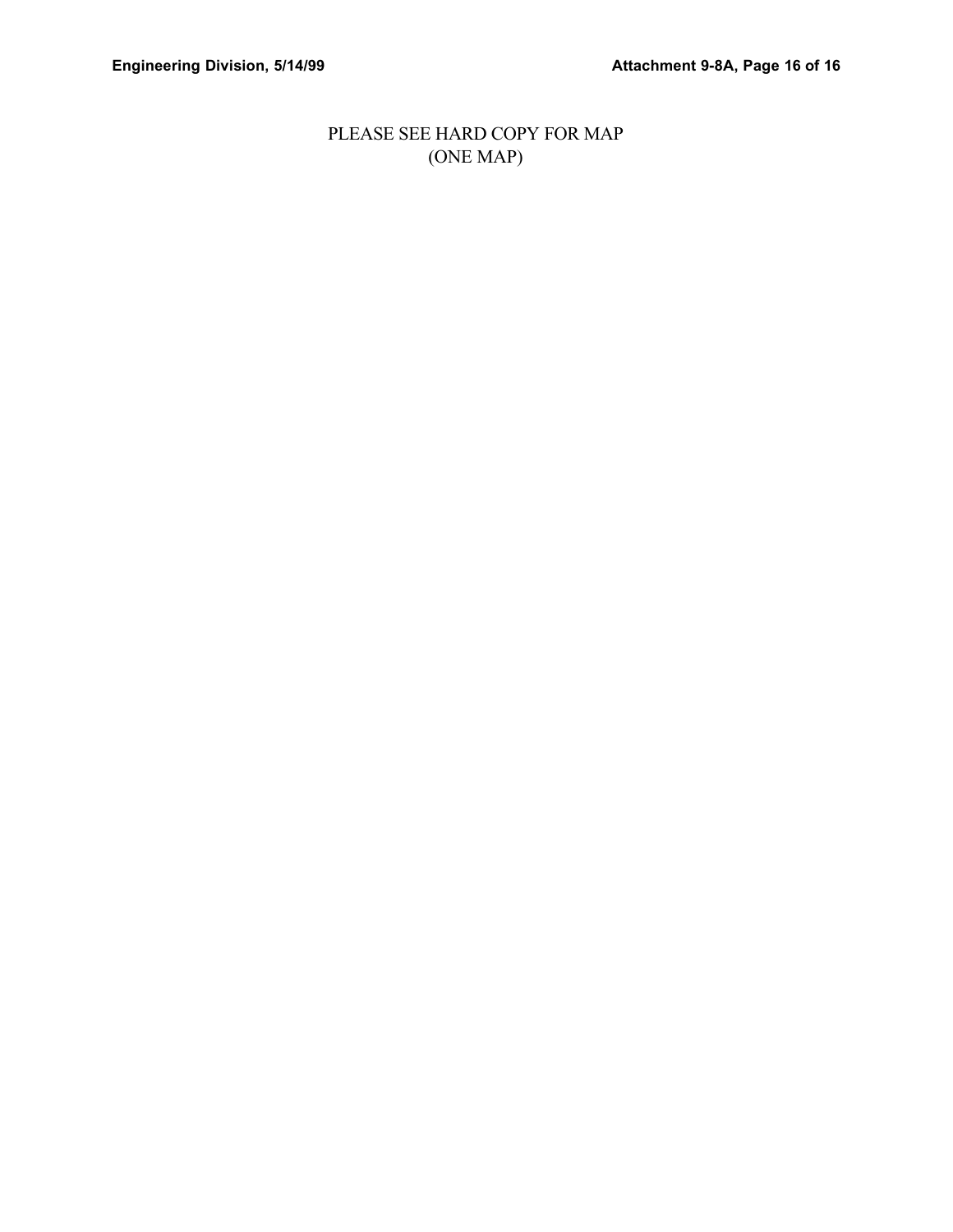PLEASE SEE HARD COPY FOR MAP
(ONE MAP)